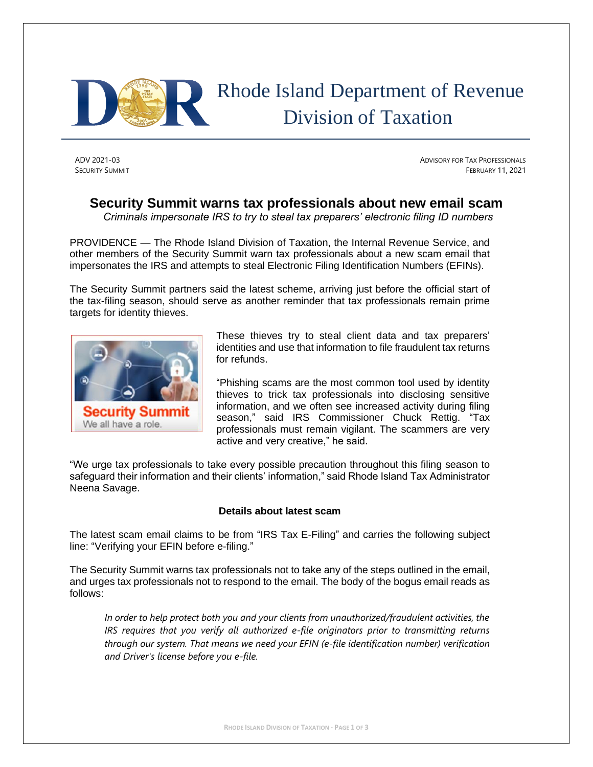# Rhode Island Department of Revenue
## Division of Taxation

ADV 2021-03
SECURITY SUMMIT

ADVISORY FOR TAX PROFESSIONALS
FEBRUARY 11, 2021

## Security Summit warns tax professionals about new email scam

*Criminals impersonate IRS to try to steal tax preparers' electronic filing ID numbers*

PROVIDENCE — The Rhode Island Division of Taxation, the Internal Revenue Service, and other members of the Security Summit warn tax professionals about a new scam email that impersonates the IRS and attempts to steal Electronic Filing Identification Numbers (EFINs).

The Security Summit partners said the latest scheme, arriving just before the official start of the tax-filing season, should serve as another reminder that tax professionals remain prime targets for identity thieves.

These thieves try to steal client data and tax preparers' identities and use that information to file fraudulent tax returns for refunds.

"Phishing scams are the most common tool used by identity thieves to trick tax professionals into disclosing sensitive information, and we often see increased activity during filing season," said IRS Commissioner Chuck Rettig. "Tax professionals must remain vigilant. The scammers are very active and very creative," he said.

"We urge tax professionals to take every possible precaution throughout this filing season to safeguard their information and their clients' information," said Rhode Island Tax Administrator Neena Savage.

### Details about latest scam

The latest scam email claims to be from "IRS Tax E-Filing" and carries the following subject line: "Verifying your EFIN before e-filing."

The Security Summit warns tax professionals not to take any of the steps outlined in the email, and urges tax professionals not to respond to the email. The body of the bogus email reads as follows:

> *In order to help protect both you and your clients from unauthorized/fraudulent activities, the IRS requires that you verify all authorized e-file originators prior to transmitting returns through our system. That means we need your EFIN (e-file identification number) verification and Driver's license before you e-file.*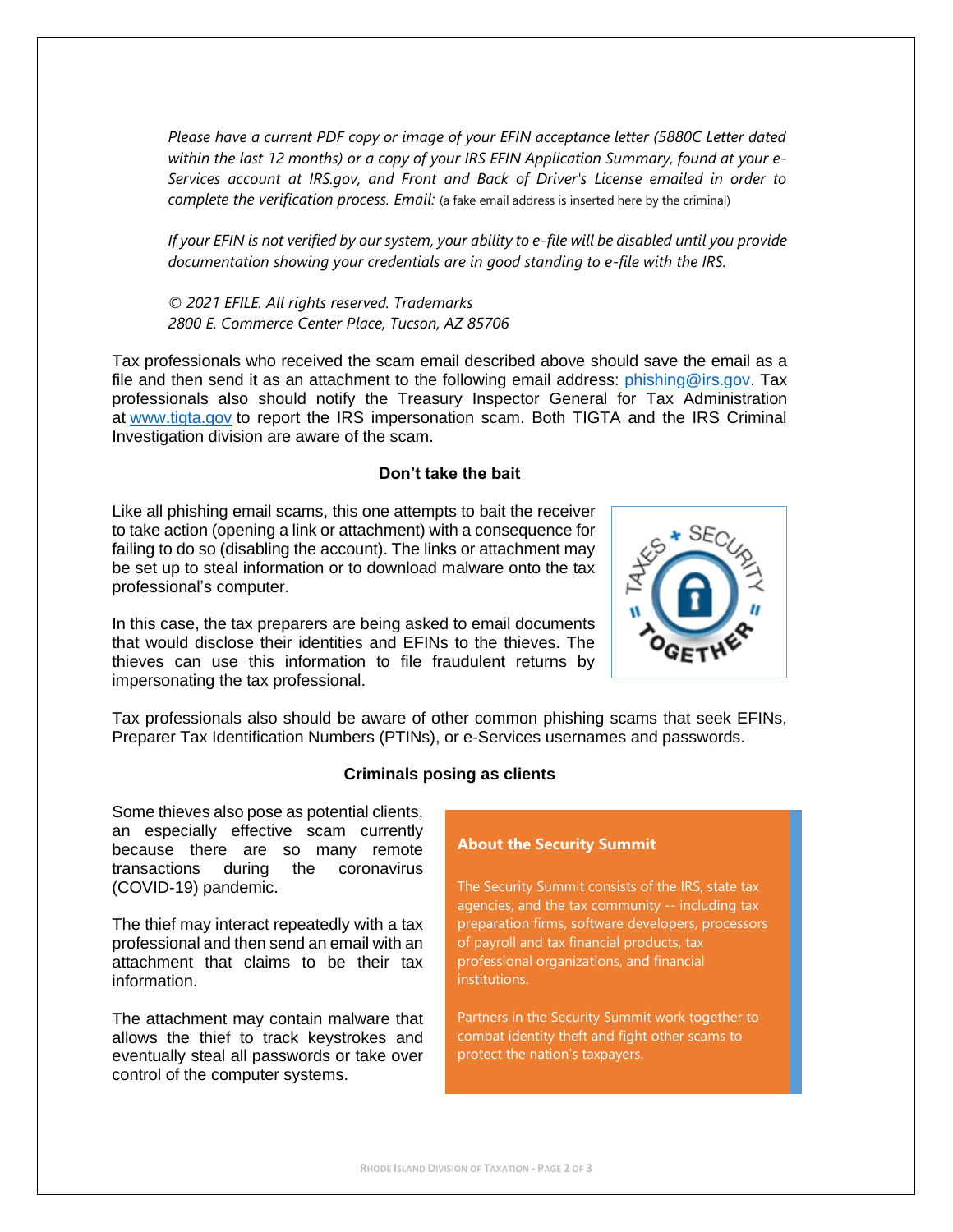*Please have a current PDF copy or image of your EFIN acceptance letter (5880C Letter dated within the last 12 months) or a copy of your IRS EFIN Application Summary, found at your e-Services account at IRS.gov, and Front and Back of Driver's License emailed in order to complete the verification process. Email:* (a fake email address is inserted here by the criminal)

*If your EFIN is not verified by our system, your ability to e-file will be disabled until you provide documentation showing your credentials are in good standing to e-file with the IRS.*

*© 2021 EFILE. All rights reserved. Trademarks*
*2800 E. Commerce Center Place, Tucson, AZ 85706*

Tax professionals who received the scam email described above should save the email as a file and then send it as an attachment to the following email address: phishing@irs.gov. Tax professionals also should notify the Treasury Inspector General for Tax Administration at www.tigta.gov to report the IRS impersonation scam. Both TIGTA and the IRS Criminal Investigation division are aware of the scam.

### Don't take the bait

Like all phishing email scams, this one attempts to bait the receiver to take action (opening a link or attachment) with a consequence for failing to do so (disabling the account). The links or attachment may be set up to steal information or to download malware onto the tax professional's computer.

In this case, the tax preparers are being asked to email documents that would disclose their identities and EFINs to the thieves. The thieves can use this information to file fraudulent returns by impersonating the tax professional.

Tax professionals also should be aware of other common phishing scams that seek EFINs, Preparer Tax Identification Numbers (PTINs), or e-Services usernames and passwords.

### Criminals posing as clients

Some thieves also pose as potential clients, an especially effective scam currently because there are so many remote transactions during the coronavirus (COVID-19) pandemic.

The thief may interact repeatedly with a tax professional and then send an email with an attachment that claims to be their tax information.

The attachment may contain malware that allows the thief to track keystrokes and eventually steal all passwords or take over control of the computer systems.

**About the Security Summit**

The Security Summit consists of the IRS, state tax agencies, and the tax community -- including tax preparation firms, software developers, processors of payroll and tax financial products, tax professional organizations, and financial institutions.

Partners in the Security Summit work together to combat identity theft and fight other scams to protect the nation's taxpayers.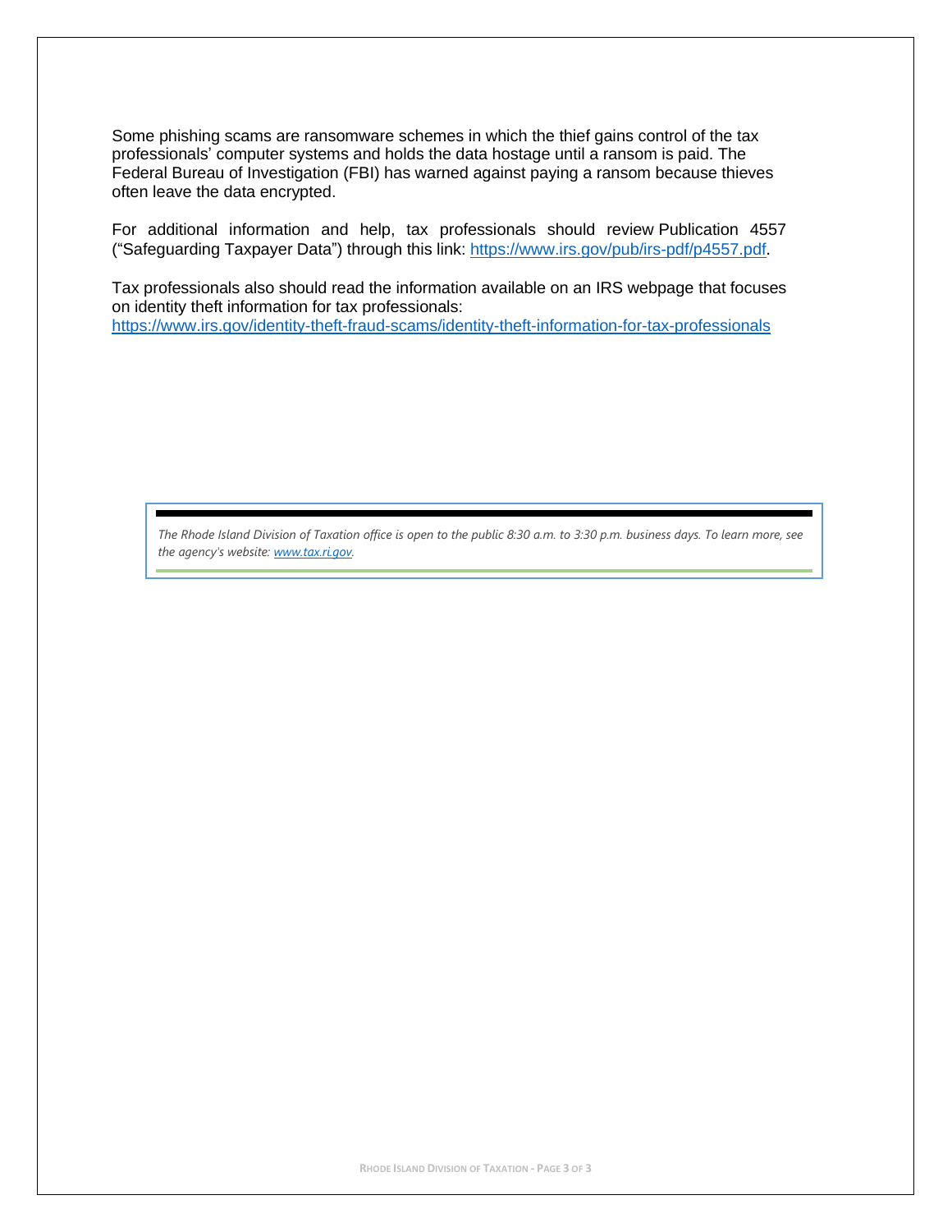Some phishing scams are ransomware schemes in which the thief gains control of the tax professionals' computer systems and holds the data hostage until a ransom is paid. The Federal Bureau of Investigation (FBI) has warned against paying a ransom because thieves often leave the data encrypted.

For additional information and help, tax professionals should review Publication 4557 ("Safeguarding Taxpayer Data") through this link: https://www.irs.gov/pub/irs-pdf/p4557.pdf.

Tax professionals also should read the information available on an IRS webpage that focuses on identity theft information for tax professionals:
https://www.irs.gov/identity-theft-fraud-scams/identity-theft-information-for-tax-professionals

---

*The Rhode Island Division of Taxation office is open to the public 8:30 a.m. to 3:30 p.m. business days. To learn more, see the agency's website: [www.tax.ri.gov](http://www.tax.ri.gov).*